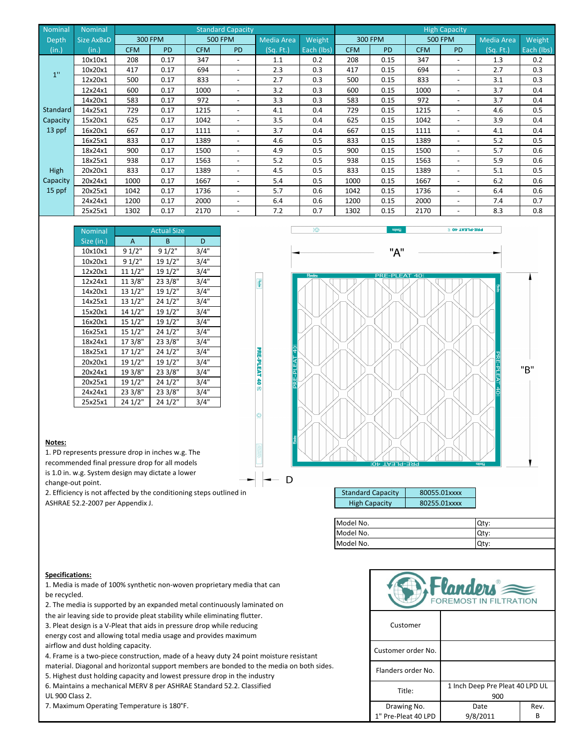| Nominal Depth (in.) | Nominal Size AxBxD (in.) | Standard Capacity | | | | | | High Capacity | | | | | |
|---|---|---|---|---|---|---|---|---|---|---|---|---|---|
| | | 300 FPM | | 500 FPM | | Media Area (Sq. Ft.) | Weight Each (lbs) | 300 FPM | | 500 FPM | | Media Area (Sq. Ft.) | Weight Each (lbs) |
| | | CFM | PD | CFM | PD | | | CFM | PD | CFM | PD | | |
| 1" | 10x10x1 | 208 | 0.17 | 347 | - | 1.1 | 0.2 | 208 | 0.15 | 347 | - | 1.3 | 0.2 |
| | 10x20x1 | 417 | 0.17 | 694 | - | 2.3 | 0.3 | 417 | 0.15 | 694 | - | 2.7 | 0.3 |
| | 12x20x1 | 500 | 0.17 | 833 | - | 2.7 | 0.3 | 500 | 0.15 | 833 | - | 3.1 | 0.3 |
| | 12x24x1 | 600 | 0.17 | 1000 | - | 3.2 | 0.3 | 600 | 0.15 | 1000 | - | 3.7 | 0.4 |
| | 14x20x1 | 583 | 0.17 | 972 | - | 3.3 | 0.3 | 583 | 0.15 | 972 | - | 3.7 | 0.4 |
| Standard Capacity 13 ppf | 14x25x1 | 729 | 0.17 | 1215 | - | 4.1 | 0.4 | 729 | 0.15 | 1215 | - | 4.6 | 0.5 |
| | 15x20x1 | 625 | 0.17 | 1042 | - | 3.5 | 0.4 | 625 | 0.15 | 1042 | - | 3.9 | 0.4 |
| | 16x20x1 | 667 | 0.17 | 1111 | - | 3.7 | 0.4 | 667 | 0.15 | 1111 | - | 4.1 | 0.4 |
| | 16x25x1 | 833 | 0.17 | 1389 | - | 4.6 | 0.5 | 833 | 0.15 | 1389 | - | 5.2 | 0.5 |
| | 18x24x1 | 900 | 0.17 | 1500 | - | 4.9 | 0.5 | 900 | 0.15 | 1500 | - | 5.7 | 0.6 |
| | 18x25x1 | 938 | 0.17 | 1563 | - | 5.2 | 0.5 | 938 | 0.15 | 1563 | - | 5.9 | 0.6 |
| High Capacity 15 ppf | 20x20x1 | 833 | 0.17 | 1389 | - | 4.5 | 0.5 | 833 | 0.15 | 1389 | - | 5.1 | 0.5 |
| | 20x24x1 | 1000 | 0.17 | 1667 | - | 5.4 | 0.5 | 1000 | 0.15 | 1667 | - | 6.2 | 0.6 |
| | 20x25x1 | 1042 | 0.17 | 1736 | - | 5.7 | 0.6 | 1042 | 0.15 | 1736 | - | 6.4 | 0.6 |
| | 24x24x1 | 1200 | 0.17 | 2000 | - | 6.4 | 0.6 | 1200 | 0.15 | 2000 | - | 7.4 | 0.7 |
| | 25x25x1 | 1302 | 0.17 | 2170 | - | 7.2 | 0.7 | 1302 | 0.15 | 2170 | - | 8.3 | 0.8 |

| Nominal Size (in.) | Actual Size | | |
|---|---|---|---|
| | A | B | D |
| 10x10x1 | 9 1/2" | 9 1/2" | 3/4" |
| 10x20x1 | 9 1/2" | 19 1/2" | 3/4" |
| 12x20x1 | 11 1/2" | 19 1/2" | 3/4" |
| 12x24x1 | 11 3/8" | 23 3/8" | 3/4" |
| 14x20x1 | 13 1/2" | 19 1/2" | 3/4" |
| 14x25x1 | 13 1/2" | 24 1/2" | 3/4" |
| 15x20x1 | 14 1/2" | 19 1/2" | 3/4" |
| 16x20x1 | 15 1/2" | 19 1/2" | 3/4" |
| 16x25x1 | 15 1/2" | 24 1/2" | 3/4" |
| 18x24x1 | 17 3/8" | 23 3/8" | 3/4" |
| 18x25x1 | 17 1/2" | 24 1/2" | 3/4" |
| 20x20x1 | 19 1/2" | 19 1/2" | 3/4" |
| 20x24x1 | 19 3/8" | 23 3/8" | 3/4" |
| 20x25x1 | 19 1/2" | 24 1/2" | 3/4" |
| 24x24x1 | 23 3/8" | 23 3/8" | 3/4" |
| 25x25x1 | 24 1/2" | 24 1/2" | 3/4" |

"A"

"B"

D

**Notes:**

1. PD represents pressure drop in inches w.g. The recommended final pressure drop for all models is 1.0 in. w.g. System design may dictate a lower change-out point.
2. Efficiency is not affected by the conditioning steps outlined in ASHRAE 52.2-2007 per Appendix J.

| Standard Capacity | 80055.01xxxx |
|---|---|
| High Capacity | 80255.01xxxx |

| Model No. | Qty: |
|---|---|
| Model No. | Qty: |
| Model No. | Qty: |

**Specifications:**

1. Media is made of 100% synthetic non-woven proprietary media that can be recycled.
2. The media is supported by an expanded metal continuously laminated on the air leaving side to provide pleat stability while eliminating flutter.
3. Pleat design is a V-Pleat that aids in pressure drop while reducing energy cost and allowing total media usage and provides maximum airflow and dust holding capacity.
4. Frame is a two-piece construction, made of a heavy duty 24 point moisture resistant material. Diagonal and horizontal support members are bonded to the media on both sides.
5. Highest dust holding capacity and lowest pressure drop in the industry
6. Maintains a mechanical MERV 8 per ASHRAE Standard 52.2. Classified UL 900 Class 2.
7. Maximum Operating Temperature is 180°F.

Flanders® FOREMOST IN FILTRATION

| Customer | | |
|---|---|---|
| Customer order No. | | |
| Flanders order No. | | |
| Title: | 1 Inch Deep Pre Pleat 40 LPD UL 900 | |
| Drawing No. 1" Pre-Pleat 40 LPD | Date 9/8/2011 | Rev. B |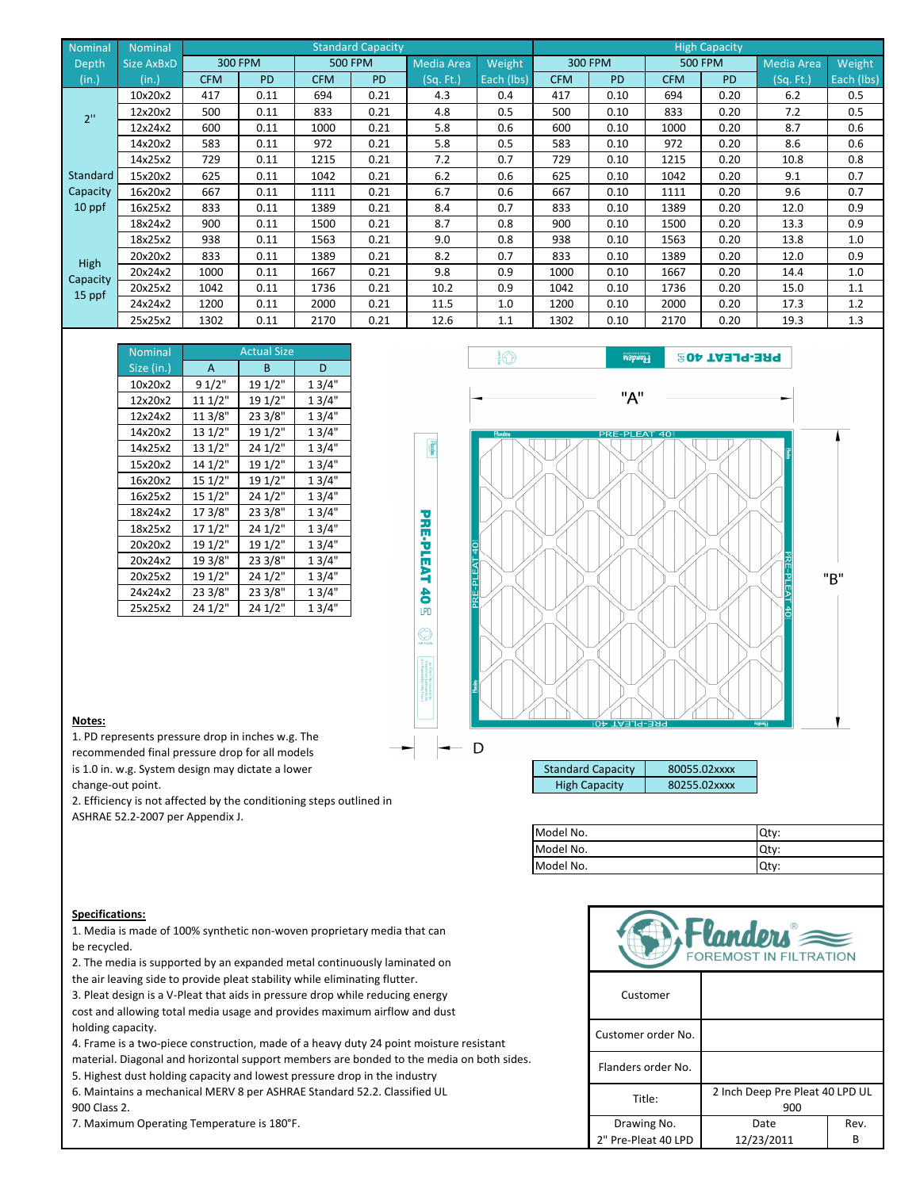| Nominal Depth (in.) | Nominal Size AxBxD (in.) | Standard Capacity | | | | | | High Capacity | | | | | |
|---|---|---|---|---|---|---|---|---|---|---|---|---|---|
| | | 300 FPM | | 500 FPM | | Media Area (Sq. Ft.) | Weight Each (lbs) | 300 FPM | | 500 FPM | | Media Area (Sq. Ft.) | Weight Each (lbs) |
| | | CFM | PD | CFM | PD | | | CFM | PD | CFM | PD | | |
| 2" | 10x20x2 | 417 | 0.11 | 694 | 0.21 | 4.3 | 0.4 | 417 | 0.10 | 694 | 0.20 | 6.2 | 0.5 |
| | 12x20x2 | 500 | 0.11 | 833 | 0.21 | 4.8 | 0.5 | 500 | 0.10 | 833 | 0.20 | 7.2 | 0.5 |
| | 12x24x2 | 600 | 0.11 | 1000 | 0.21 | 5.8 | 0.6 | 600 | 0.10 | 1000 | 0.20 | 8.7 | 0.6 |
| | 14x20x2 | 583 | 0.11 | 972 | 0.21 | 5.8 | 0.5 | 583 | 0.10 | 972 | 0.20 | 8.6 | 0.6 |
| | 14x25x2 | 729 | 0.11 | 1215 | 0.21 | 7.2 | 0.7 | 729 | 0.10 | 1215 | 0.20 | 10.8 | 0.8 |
| Standard Capacity 10 ppf | 15x20x2 | 625 | 0.11 | 1042 | 0.21 | 6.2 | 0.6 | 625 | 0.10 | 1042 | 0.20 | 9.1 | 0.7 |
| | 16x20x2 | 667 | 0.11 | 1111 | 0.21 | 6.7 | 0.6 | 667 | 0.10 | 1111 | 0.20 | 9.6 | 0.7 |
| | 16x25x2 | 833 | 0.11 | 1389 | 0.21 | 8.4 | 0.7 | 833 | 0.10 | 1389 | 0.20 | 12.0 | 0.9 |
| | 18x24x2 | 900 | 0.11 | 1500 | 0.21 | 8.7 | 0.8 | 900 | 0.10 | 1500 | 0.20 | 13.3 | 0.9 |
| | 18x25x2 | 938 | 0.11 | 1563 | 0.21 | 9.0 | 0.8 | 938 | 0.10 | 1563 | 0.20 | 13.8 | 1.0 |
| High Capacity 15 ppf | 20x20x2 | 833 | 0.11 | 1389 | 0.21 | 8.2 | 0.7 | 833 | 0.10 | 1389 | 0.20 | 12.0 | 0.9 |
| | 20x24x2 | 1000 | 0.11 | 1667 | 0.21 | 9.8 | 0.9 | 1000 | 0.10 | 1667 | 0.20 | 14.4 | 1.0 |
| | 20x25x2 | 1042 | 0.11 | 1736 | 0.21 | 10.2 | 0.9 | 1042 | 0.10 | 1736 | 0.20 | 15.0 | 1.1 |
| | 24x24x2 | 1200 | 0.11 | 2000 | 0.21 | 11.5 | 1.0 | 1200 | 0.10 | 2000 | 0.20 | 17.3 | 1.2 |
| | 25x25x2 | 1302 | 0.11 | 2170 | 0.21 | 12.6 | 1.1 | 1302 | 0.10 | 2170 | 0.20 | 19.3 | 1.3 |

| Nominal Size (in.) | Actual Size | | |
|---|---|---|---|
| | A | B | D |
| 10x20x2 | 9 1/2" | 19 1/2" | 1 3/4" |
| 12x20x2 | 11 1/2" | 19 1/2" | 1 3/4" |
| 12x24x2 | 11 3/8" | 23 3/8" | 1 3/4" |
| 14x20x2 | 13 1/2" | 19 1/2" | 1 3/4" |
| 14x25x2 | 13 1/2" | 24 1/2" | 1 3/4" |
| 15x20x2 | 14 1/2" | 19 1/2" | 1 3/4" |
| 16x20x2 | 15 1/2" | 19 1/2" | 1 3/4" |
| 16x25x2 | 15 1/2" | 24 1/2" | 1 3/4" |
| 18x24x2 | 17 3/8" | 23 3/8" | 1 3/4" |
| 18x25x2 | 17 1/2" | 24 1/2" | 1 3/4" |
| 20x20x2 | 19 1/2" | 19 1/2" | 1 3/4" |
| 20x24x2 | 19 3/8" | 23 3/8" | 1 3/4" |
| 20x25x2 | 19 1/2" | 24 1/2" | 1 3/4" |
| 24x24x2 | 23 3/8" | 23 3/8" | 1 3/4" |
| 25x25x2 | 24 1/2" | 24 1/2" | 1 3/4" |

"A" "B" D

PRE-PLEAT 40 LPD

| Standard Capacity | 80055.02xxxx |
|---|---|
| High Capacity | 80255.02xxxx |

**Notes:**

1. PD represents pressure drop in inches w.g. The recommended final pressure drop for all models is 1.0 in. w.g. System design may dictate a lower change-out point.
2. Efficiency is not affected by the conditioning steps outlined in ASHRAE 52.2-2007 per Appendix J.

| Model No. | Qty: |
|---|---|
| Model No. | Qty: |
| Model No. | Qty: |

**Specifications:**

1. Media is made of 100% synthetic non-woven proprietary media that can be recycled.
2. The media is supported by an expanded metal continuously laminated on the air leaving side to provide pleat stability while eliminating flutter.
3. Pleat design is a V-Pleat that aids in pressure drop while reducing energy cost and allowing total media usage and provides maximum airflow and dust holding capacity.
4. Frame is a two-piece construction, made of a heavy duty 24 point moisture resistant material. Diagonal and horizontal support members are bonded to the media on both sides.
5. Highest dust holding capacity and lowest pressure drop in the industry
6. Maintains a mechanical MERV 8 per ASHRAE Standard 52.2. Classified UL 900 Class 2.
7. Maximum Operating Temperature is 180°F.

Flanders® FOREMOST IN FILTRATION

| Customer | | |
|---|---|---|
| Customer order No. | | |
| Flanders order No. | | |
| Title: | 2 Inch Deep Pre Pleat 40 LPD UL 900 | |
| Drawing No. 2" Pre-Pleat 40 LPD | Date 12/23/2011 | Rev. B |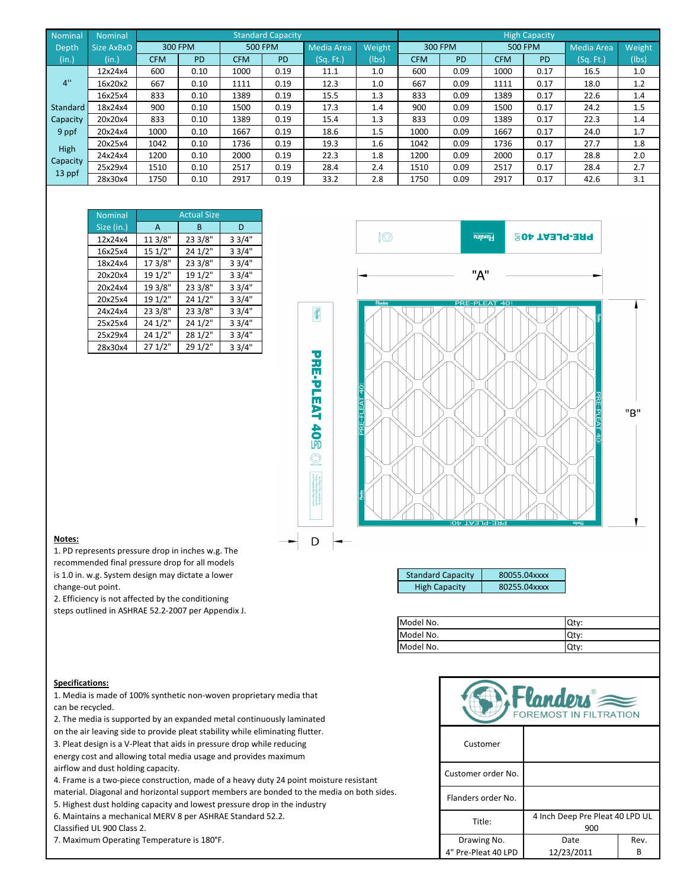| Nominal Depth (in.) | Nominal Size AxBxD (in.) | Standard Capacity | | | | | | High Capacity | | | | | |
|---|---|---|---|---|---|---|---|---|---|---|---|---|---|
| | | 300 FPM | | 500 FPM | | Media Area (Sq. Ft.) | Weight (lbs) | 300 FPM | | 500 FPM | | Media Area (Sq. Ft.) | Weight (lbs) |
| | | CFM | PD | CFM | PD | | | CFM | PD | CFM | PD | | |
| 4'' | 12x24x4 | 600 | 0.10 | 1000 | 0.19 | 11.1 | 1.0 | 600 | 0.09 | 1000 | 0.17 | 16.5 | 1.0 |
| | 16x20x2 | 667 | 0.10 | 1111 | 0.19 | 12.3 | 1.0 | 667 | 0.09 | 1111 | 0.17 | 18.0 | 1.2 |
| | 16x25x4 | 833 | 0.10 | 1389 | 0.19 | 15.5 | 1.3 | 833 | 0.09 | 1389 | 0.17 | 22.6 | 1.4 |
| Standard Capacity 9 ppf | 18x24x4 | 900 | 0.10 | 1500 | 0.19 | 17.3 | 1.4 | 900 | 0.09 | 1500 | 0.17 | 24.2 | 1.5 |
| | 20x20x4 | 833 | 0.10 | 1389 | 0.19 | 15.4 | 1.3 | 833 | 0.09 | 1389 | 0.17 | 22.3 | 1.4 |
| | 20x24x4 | 1000 | 0.10 | 1667 | 0.19 | 18.6 | 1.5 | 1000 | 0.09 | 1667 | 0.17 | 24.0 | 1.7 |
| High Capacity 13 ppf | 20x25x4 | 1042 | 0.10 | 1736 | 0.19 | 19.3 | 1.6 | 1042 | 0.09 | 1736 | 0.17 | 27.7 | 1.8 |
| | 24x24x4 | 1200 | 0.10 | 2000 | 0.19 | 22.3 | 1.8 | 1200 | 0.09 | 2000 | 0.17 | 28.8 | 2.0 |
| | 25x29x4 | 1510 | 0.10 | 2517 | 0.19 | 28.4 | 2.4 | 1510 | 0.09 | 2517 | 0.17 | 28.4 | 2.7 |
| | 28x30x4 | 1750 | 0.10 | 2917 | 0.19 | 33.2 | 2.8 | 1750 | 0.09 | 2917 | 0.17 | 42.6 | 3.1 |

| Nominal Size (in.) | Actual Size | | |
|---|---|---|---|
| | A | B | D |
| 12x24x4 | 11 3/8" | 23 3/8" | 3 3/4" |
| 16x25x4 | 15 1/2" | 24 1/2" | 3 3/4" |
| 18x24x4 | 17 3/8" | 23 3/8" | 3 3/4" |
| 20x20x4 | 19 1/2" | 19 1/2" | 3 3/4" |
| 20x24x4 | 19 3/8" | 23 3/8" | 3 3/4" |
| 20x25x4 | 19 1/2" | 24 1/2" | 3 3/4" |
| 24x24x4 | 23 3/8" | 23 3/8" | 3 3/4" |
| 25x25x4 | 24 1/2" | 24 1/2" | 3 3/4" |
| 25x29x4 | 24 1/2" | 28 1/2" | 3 3/4" |
| 28x30x4 | 27 1/2" | 29 1/2" | 3 3/4" |

PRE-PLEAT 40 LPD

"A"

"B"

D

**Notes:**

1. PD represents pressure drop in inches w.g. The recommended final pressure drop for all models is 1.0 in. w.g. System design may dictate a lower change-out point.
2. Efficiency is not affected by the conditioning steps outlined in ASHRAE 52.2-2007 per Appendix J.

| | |
|---|---|
| Standard Capacity | 80055.04xxxx |
| High Capacity | 80255.04xxxx |

| | |
|---|---|
| Model No. | Qty: |
| Model No. | Qty: |
| Model No. | Qty: |

**Specifications:**

1. Media is made of 100% synthetic non-woven proprietary media that can be recycled.
2. The media is supported by an expanded metal continuously laminated on the air leaving side to provide pleat stability while eliminating flutter.
3. Pleat design is a V-Pleat that aids in pressure drop while reducing energy cost and allowing total media usage and provides maximum airflow and dust holding capacity.
4. Frame is a two-piece construction, made of a heavy duty 24 point moisture resistant material. Diagonal and horizontal support members are bonded to the media on both sides.
5. Highest dust holding capacity and lowest pressure drop in the industry
6. Maintains a mechanical MERV 8 per ASHRAE Standard 52.2. Classified UL 900 Class 2.
7. Maximum Operating Temperature is 180°F.

Flanders® FOREMOST IN FILTRATION

| | | |
|---|---|---|
| Customer | | |
| Customer order No. | | |
| Flanders order No. | | |
| Title: | 4 Inch Deep Pre Pleat 40 LPD UL 900 | |
| Drawing No. | Date | Rev. |
| 4" Pre-Pleat 40 LPD | 12/23/2011 | B |